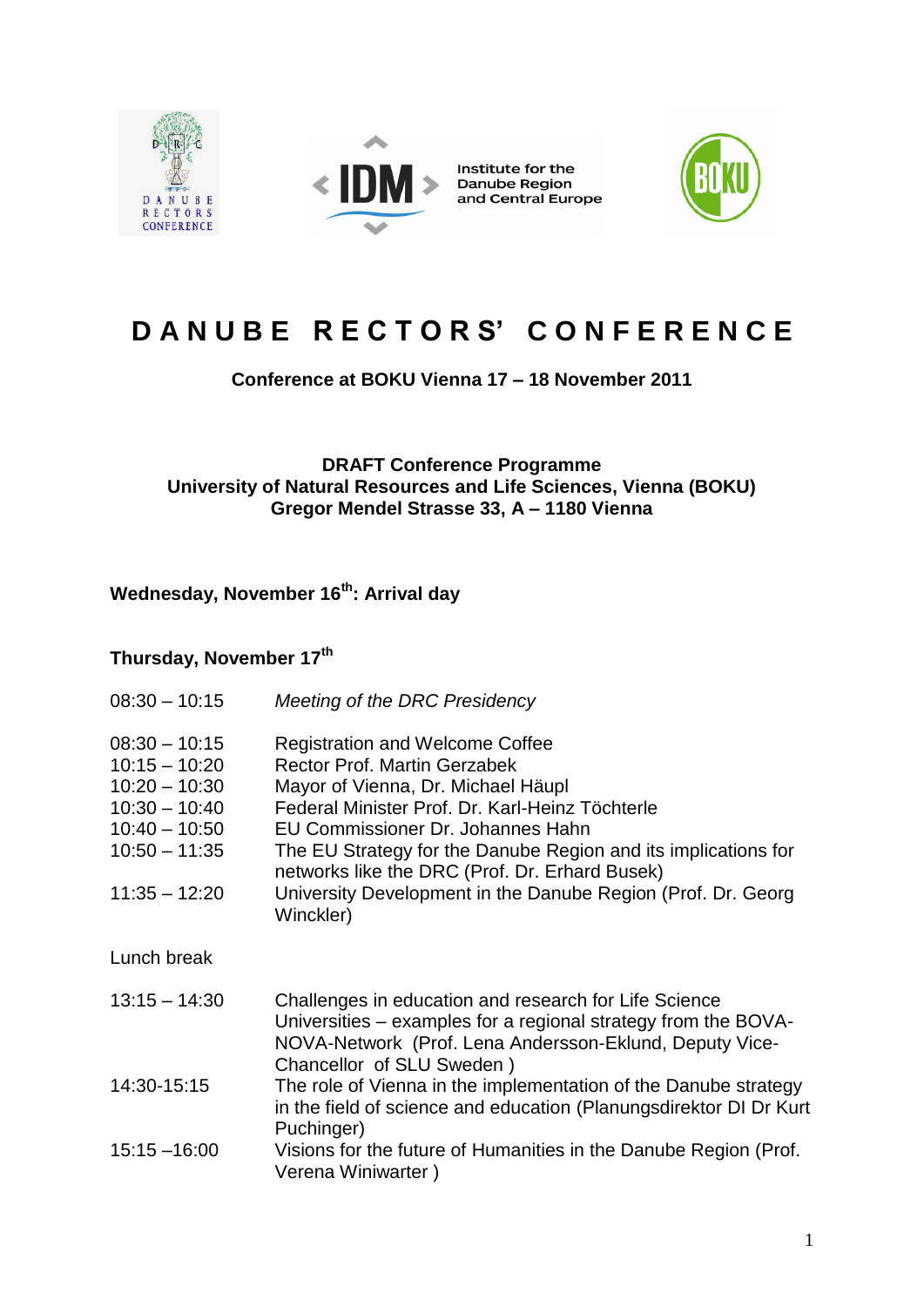Institute for the Danube Region and Central Europe

# DANUBE RECTORS' CONFERENCE

**Conference at BOKU Vienna 17 – 18 November 2011**

**DRAFT Conference Programme**
**University of Natural Resources and Life Sciences, Vienna (BOKU)**
**Gregor Mendel Strasse 33, A – 1180 Vienna**

### Wednesday, November 16th: Arrival day

### Thursday, November 17th

| | |
|---|---|
| 08:30 – 10:15 | *Meeting of the DRC Presidency* |
| 08:30 – 10:15 | Registration and Welcome Coffee |
| 10:15 – 10:20 | Rector Prof. Martin Gerzabek |
| 10:20 – 10:30 | Mayor of Vienna, Dr. Michael Häupl |
| 10:30 – 10:40 | Federal Minister Prof. Dr. Karl-Heinz Töchterle |
| 10:40 – 10:50 | EU Commissioner Dr. Johannes Hahn |
| 10:50 – 11:35 | The EU Strategy for the Danube Region and its implications for networks like the DRC (Prof. Dr. Erhard Busek) |
| 11:35 – 12:20 | University Development in the Danube Region (Prof. Dr. Georg Winckler) |
| Lunch break | |
| 13:15 – 14:30 | Challenges in education and research for Life Science Universities – examples for a regional strategy from the BOVA-NOVA-Network (Prof. Lena Andersson-Eklund, Deputy Vice-Chancellor of SLU Sweden ) |
| 14:30-15:15 | The role of Vienna in the implementation of the Danube strategy in the field of science and education (Planungsdirektor DI Dr Kurt Puchinger) |
| 15:15 –16:00 | Visions for the future of Humanities in the Danube Region (Prof. Verena Winiwarter ) |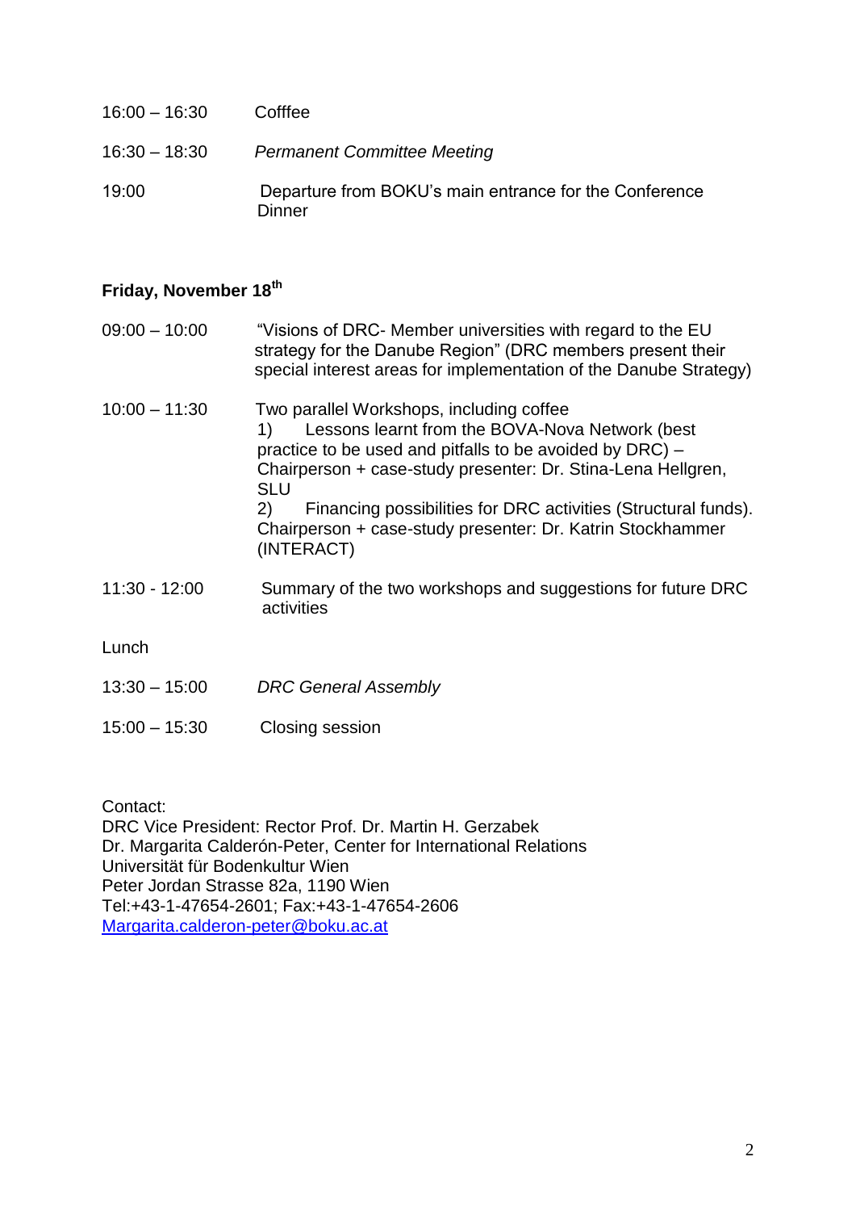16:00 – 16:30 Cofffee

16:30 – 18:30 *Permanent Committee Meeting*

19:00 Departure from BOKU's main entrance for the Conference Dinner

**Friday, November 18th**

09:00 – 10:00 "Visions of DRC- Member universities with regard to the EU strategy for the Danube Region" (DRC members present their special interest areas for implementation of the Danube Strategy)

10:00 – 11:30 Two parallel Workshops, including coffee

1) Lessons learnt from the BOVA-Nova Network (best practice to be used and pitfalls to be avoided by DRC) – Chairperson + case-study presenter: Dr. Stina-Lena Hellgren, SLU

2) Financing possibilities for DRC activities (Structural funds). Chairperson + case-study presenter: Dr. Katrin Stockhammer (INTERACT)

11:30 - 12:00 Summary of the two workshops and suggestions for future DRC activities

Lunch

13:30 – 15:00 *DRC General Assembly*

15:00 – 15:30 Closing session

Contact:
DRC Vice President: Rector Prof. Dr. Martin H. Gerzabek
Dr. Margarita Calderón-Peter, Center for International Relations
Universität für Bodenkultur Wien
Peter Jordan Strasse 82a, 1190 Wien
Tel:+43-1-47654-2601; Fax:+43-1-47654-2606
Margarita.calderon-peter@boku.ac.at